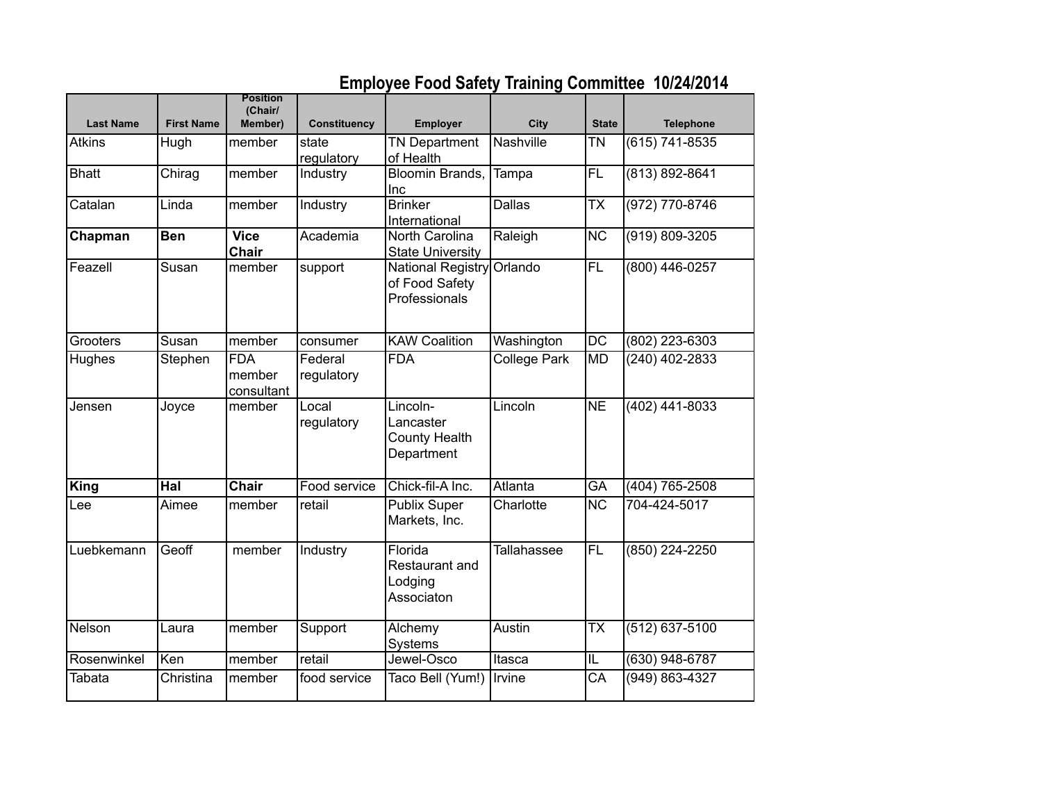# Employee Food Safety Training Committee 10/24/2014

| Last Name | First Name | Position (Chair/ Member) | Constituency | Employer | City | State | Telephone |
|---|---|---|---|---|---|---|---|
| Atkins | Hugh | member | state regulatory | TN Department of Health | Nashville | TN | (615) 741-8535 |
| Bhatt | Chirag | member | Industry | Bloomin Brands, Inc | Tampa | FL | (813) 892-8641 |
| Catalan | Linda | member | Industry | Brinker International | Dallas | TX | (972) 770-8746 |
| **Chapman** | **Ben** | **Vice Chair** | Academia | North Carolina State University | Raleigh | NC | (919) 809-3205 |
| Feazell | Susan | member | support | National Registry of Food Safety Professionals | Orlando | FL | (800) 446-0257 |
| Grooters | Susan | member | consumer | KAW Coalition | Washington | DC | (802) 223-6303 |
| Hughes | Stephen | FDA member consultant | Federal regulatory | FDA | College Park | MD | (240) 402-2833 |
| Jensen | Joyce | member | Local regulatory | Lincoln-Lancaster County Health Department | Lincoln | NE | (402) 441-8033 |
| **King** | **Hal** | **Chair** | Food service | Chick-fil-A Inc. | Atlanta | GA | (404) 765-2508 |
| Lee | Aimee | member | retail | Publix Super Markets, Inc. | Charlotte | NC | 704-424-5017 |
| Luebkemann | Geoff | member | Industry | Florida Restaurant and Lodging Associaton | Tallahassee | FL | (850) 224-2250 |
| Nelson | Laura | member | Support | Alchemy Systems | Austin | TX | (512) 637-5100 |
| Rosenwinkel | Ken | member | retail | Jewel-Osco | Itasca | IL | (630) 948-6787 |
| Tabata | Christina | member | food service | Taco Bell (Yum!) | Irvine | CA | (949) 863-4327 |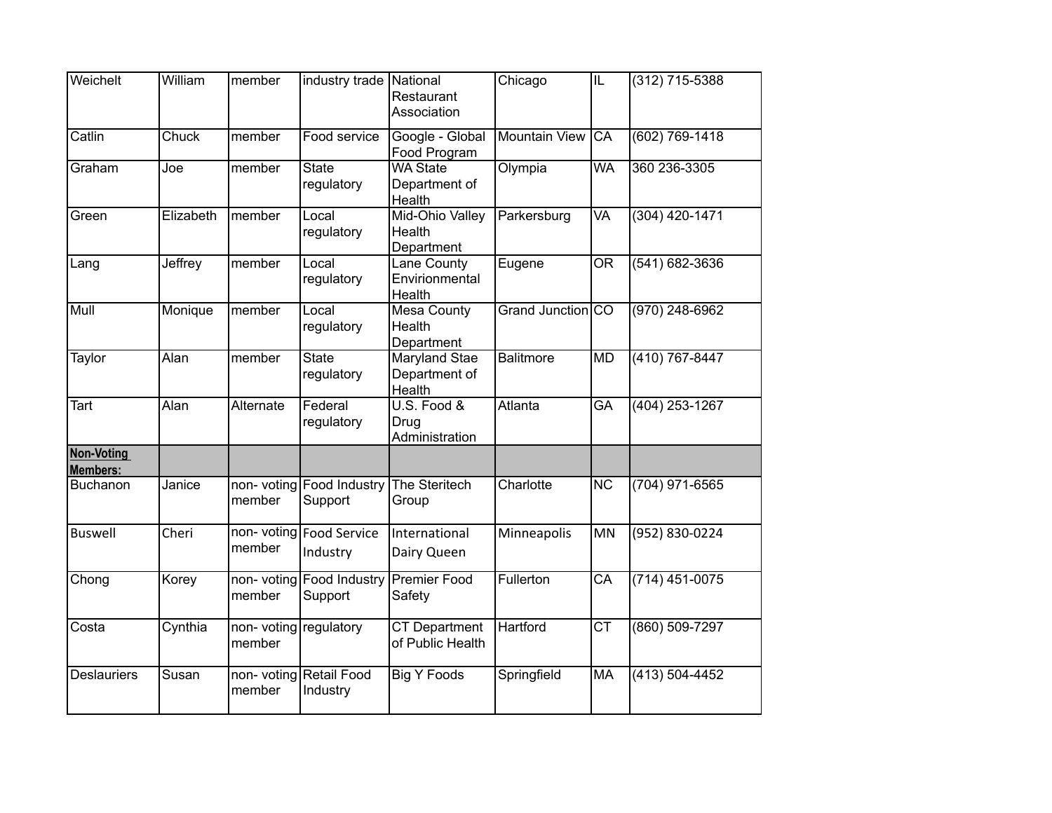| Weichelt | William | member | industry trade | National Restaurant Association | Chicago | IL | (312) 715-5388 |
|---|---|---|---|---|---|---|---|
| Catlin | Chuck | member | Food service | Google - Global Food Program | Mountain View | CA | (602) 769-1418 |
| Graham | Joe | member | State regulatory | WA State Department of Health | Olympia | WA | 360 236-3305 |
| Green | Elizabeth | member | Local regulatory | Mid-Ohio Valley Health Department | Parkersburg | VA | (304) 420-1471 |
| Lang | Jeffrey | member | Local regulatory | Lane County Envirionmental Health | Eugene | OR | (541) 682-3636 |
| Mull | Monique | member | Local regulatory | Mesa County Health Department | Grand Junction | CO | (970) 248-6962 |
| Taylor | Alan | member | State regulatory | Maryland Stae Department of Health | Balitmore | MD | (410) 767-8447 |
| Tart | Alan | Alternate | Federal regulatory | U.S. Food & Drug Administration | Atlanta | GA | (404) 253-1267 |
| **Non-Voting Members:** | | | | | | | |
| Buchanon | Janice | non- voting member | Food Industry Support | The Steritech Group | Charlotte | NC | (704) 971-6565 |
| Buswell | Cheri | non- voting member | Food Service Industry | International Dairy Queen | Minneapolis | MN | (952) 830-0224 |
| Chong | Korey | non- voting member | Food Industry Support | Premier Food Safety | Fullerton | CA | (714) 451-0075 |
| Costa | Cynthia | non- voting member | regulatory | CT Department of Public Health | Hartford | CT | (860) 509-7297 |
| Deslauriers | Susan | non- voting member | Retail Food Industry | Big Y Foods | Springfield | MA | (413) 504-4452 |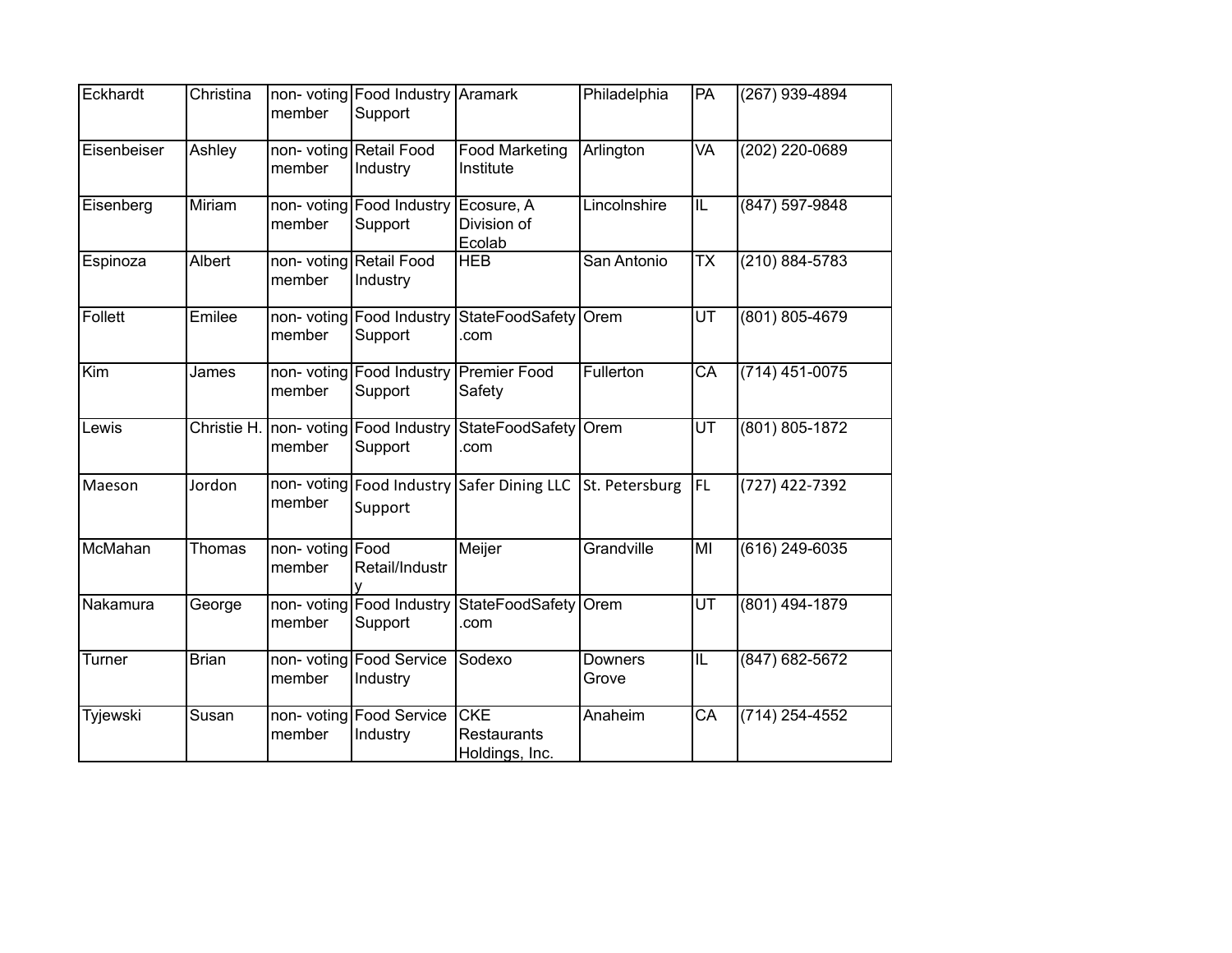| Eckhardt | Christina | non- voting member | Food Industry Support | Aramark | Philadelphia | PA | (267) 939-4894 |
|---|---|---|---|---|---|---|---|
| Eisenbeiser | Ashley | non- voting member | Retail Food Industry | Food Marketing Institute | Arlington | VA | (202) 220-0689 |
| Eisenberg | Miriam | non- voting member | Food Industry Support | Ecosure, A Division of Ecolab | Lincolnshire | IL | (847) 597-9848 |
| Espinoza | Albert | non- voting member | Retail Food Industry | HEB | San Antonio | TX | (210) 884-5783 |
| Follett | Emilee | non- voting member | Food Industry Support | StateFoodSafety.com | Orem | UT | (801) 805-4679 |
| Kim | James | non- voting member | Food Industry Support | Premier Food Safety | Fullerton | CA | (714) 451-0075 |
| Lewis | Christie H. | non- voting member | Food Industry Support | StateFoodSafety.com | Orem | UT | (801) 805-1872 |
| Maeson | Jordon | non- voting member | Food Industry Support | Safer Dining LLC | St. Petersburg | FL | (727) 422-7392 |
| McMahan | Thomas | non- voting member | Food Retail/Industry | Meijer | Grandville | MI | (616) 249-6035 |
| Nakamura | George | non- voting member | Food Industry Support | StateFoodSafety.com | Orem | UT | (801) 494-1879 |
| Turner | Brian | non- voting member | Food Service Industry | Sodexo | Downers Grove | IL | (847) 682-5672 |
| Tyjewski | Susan | non- voting member | Food Service Industry | CKE Restaurants Holdings, Inc. | Anaheim | CA | (714) 254-4552 |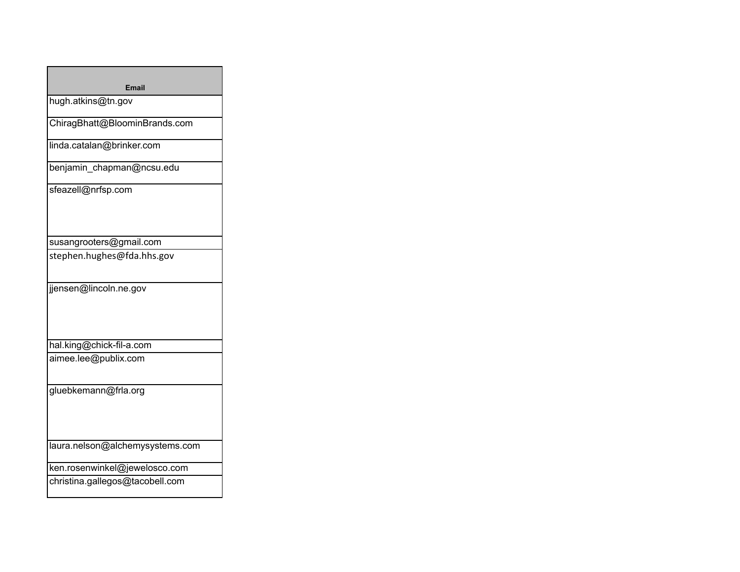| Email |
| --- |
| hugh.atkins@tn.gov |
| ChiragBhatt@BloominBrands.com |
| linda.catalan@brinker.com |
| benjamin_chapman@ncsu.edu |
| sfeazell@nrfsp.com |
| susangrooters@gmail.com |
| stephen.hughes@fda.hhs.gov |
| jjensen@lincoln.ne.gov |
| hal.king@chick-fil-a.com |
| aimee.lee@publix.com |
| gluebkemann@frla.org |
| laura.nelson@alchemysystems.com |
| ken.rosenwinkel@jewelosco.com |
| christina.gallegos@tacobell.com |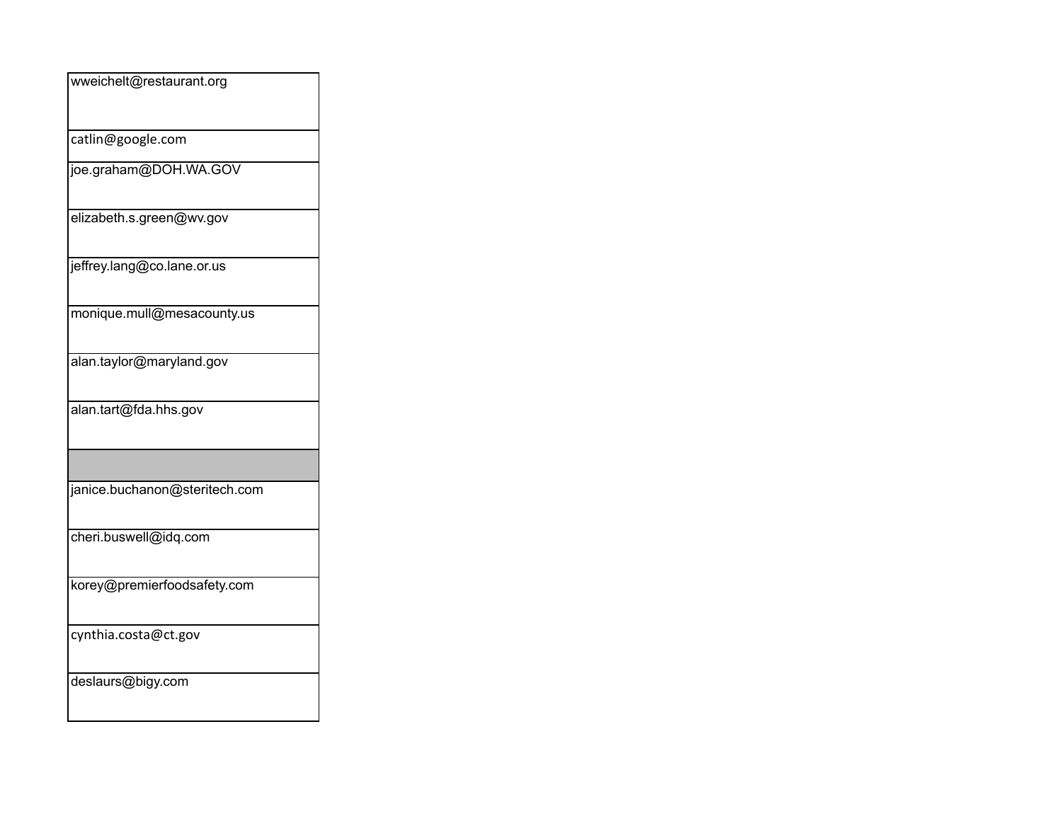| |
|---|
| wweichelt@restaurant.org |
| catlin@google.com |
| joe.graham@DOH.WA.GOV |
| elizabeth.s.green@wv.gov |
| jeffrey.lang@co.lane.or.us |
| monique.mull@mesacounty.us |
| alan.taylor@maryland.gov |
| alan.tart@fda.hhs.gov |
| |
| janice.buchanon@steritech.com |
| cheri.buswell@idq.com |
| korey@premierfoodsafety.com |
| cynthia.costa@ct.gov |
| deslaurs@bigy.com |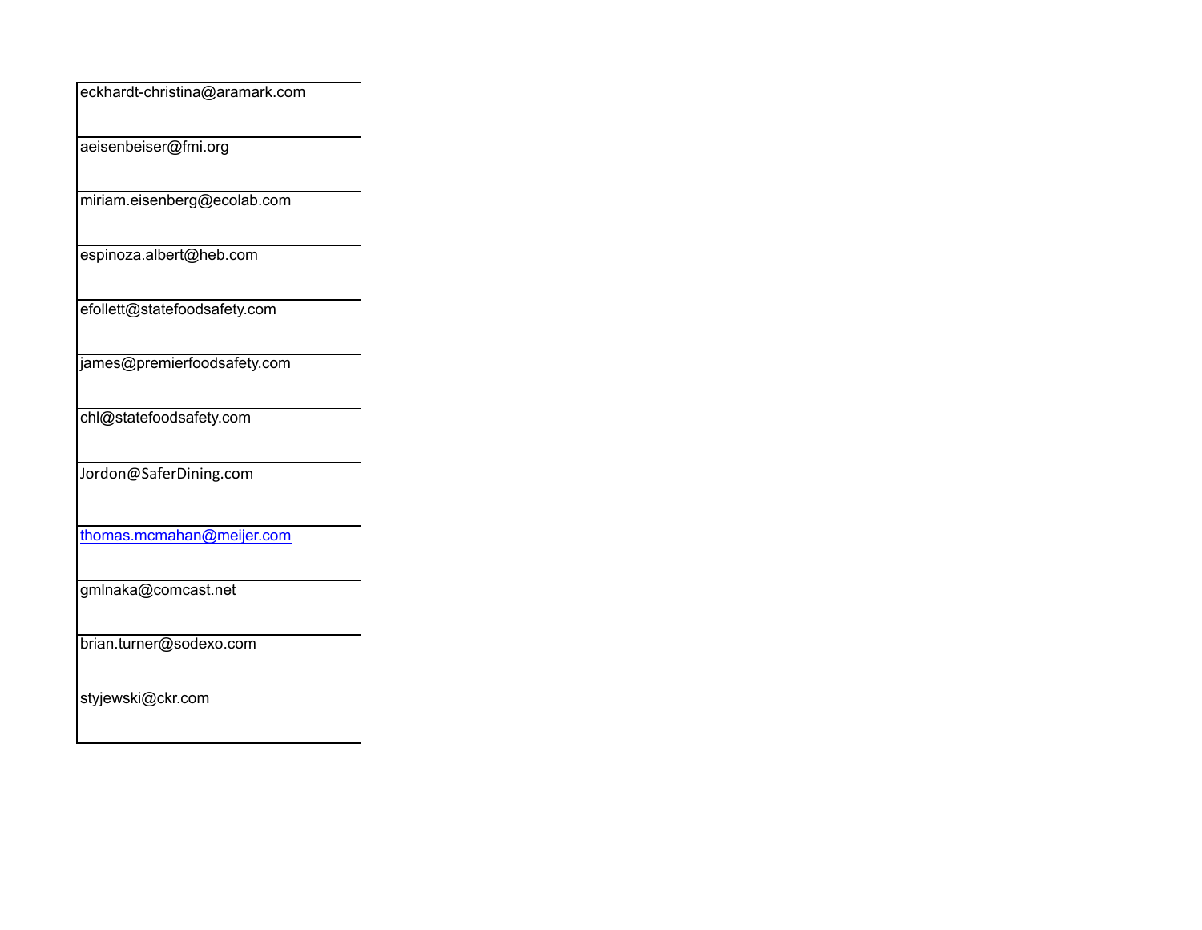| |
|---|
| eckhardt-christina@aramark.com |
| aeisenbeiser@fmi.org |
| miriam.eisenberg@ecolab.com |
| espinoza.albert@heb.com |
| efollett@statefoodsafety.com |
| james@premierfoodsafety.com |
| chl@statefoodsafety.com |
| Jordon@SaferDining.com |
| thomas.mcmahan@meijer.com |
| gmlnaka@comcast.net |
| brian.turner@sodexo.com |
| styjewski@ckr.com |